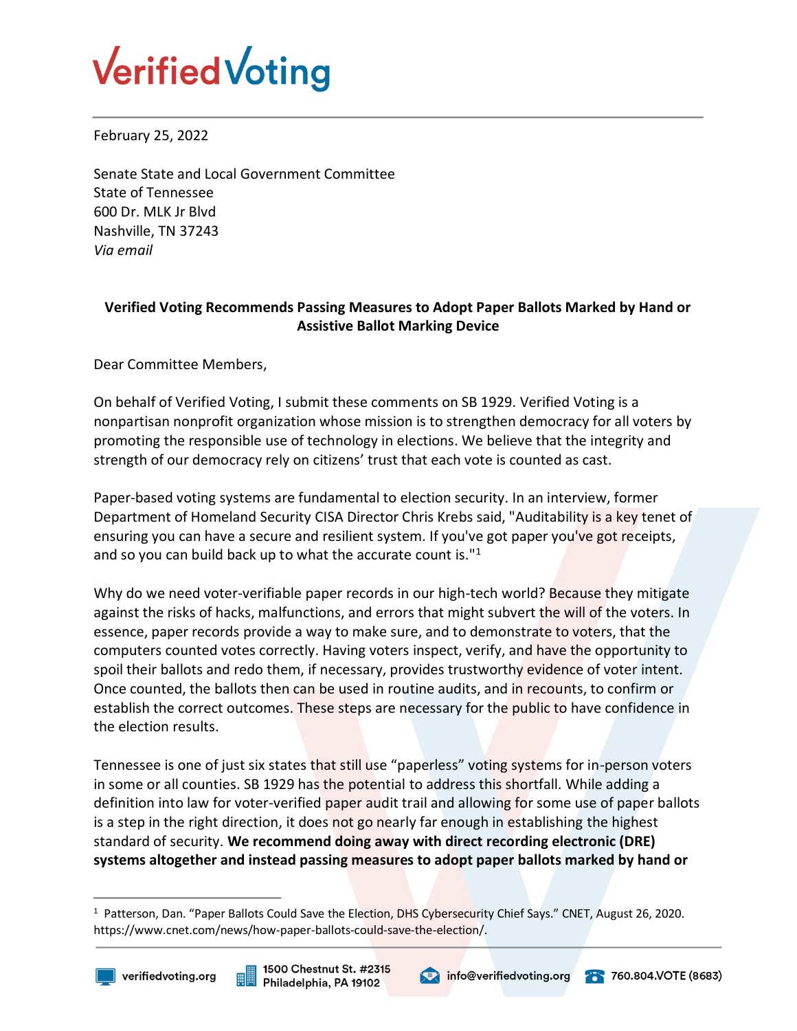Verified Voting

February 25, 2022

Senate State and Local Government Committee
State of Tennessee
600 Dr. MLK Jr Blvd
Nashville, TN 37243
*Via email*

**Verified Voting Recommends Passing Measures to Adopt Paper Ballots Marked by Hand or Assistive Ballot Marking Device**

Dear Committee Members,

On behalf of Verified Voting, I submit these comments on SB 1929. Verified Voting is a nonpartisan nonprofit organization whose mission is to strengthen democracy for all voters by promoting the responsible use of technology in elections. We believe that the integrity and strength of our democracy rely on citizens' trust that each vote is counted as cast.

Paper-based voting systems are fundamental to election security. In an interview, former Department of Homeland Security CISA Director Chris Krebs said, "Auditability is a key tenet of ensuring you can have a secure and resilient system. If you've got paper you've got receipts, and so you can build back up to what the accurate count is."[1]

Why do we need voter-verifiable paper records in our high-tech world? Because they mitigate against the risks of hacks, malfunctions, and errors that might subvert the will of the voters. In essence, paper records provide a way to make sure, and to demonstrate to voters, that the computers counted votes correctly. Having voters inspect, verify, and have the opportunity to spoil their ballots and redo them, if necessary, provides trustworthy evidence of voter intent. Once counted, the ballots then can be used in routine audits, and in recounts, to confirm or establish the correct outcomes. These steps are necessary for the public to have confidence in the election results.

Tennessee is one of just six states that still use "paperless" voting systems for in-person voters in some or all counties. SB 1929 has the potential to address this shortfall. While adding a definition into law for voter-verified paper audit trail and allowing for some use of paper ballots is a step in the right direction, it does not go nearly far enough in establishing the highest standard of security. **We recommend doing away with direct recording electronic (DRE) systems altogether and instead passing measures to adopt paper ballots marked by hand or**

[1] Patterson, Dan. "Paper Ballots Could Save the Election, DHS Cybersecurity Chief Says." CNET, August 26, 2020. https://www.cnet.com/news/how-paper-ballots-could-save-the-election/.

verifiedvoting.org | 1500 Chestnut St. #2315 Philadelphia, PA 19102 | info@verifiedvoting.org | 760.804.VOTE (8683)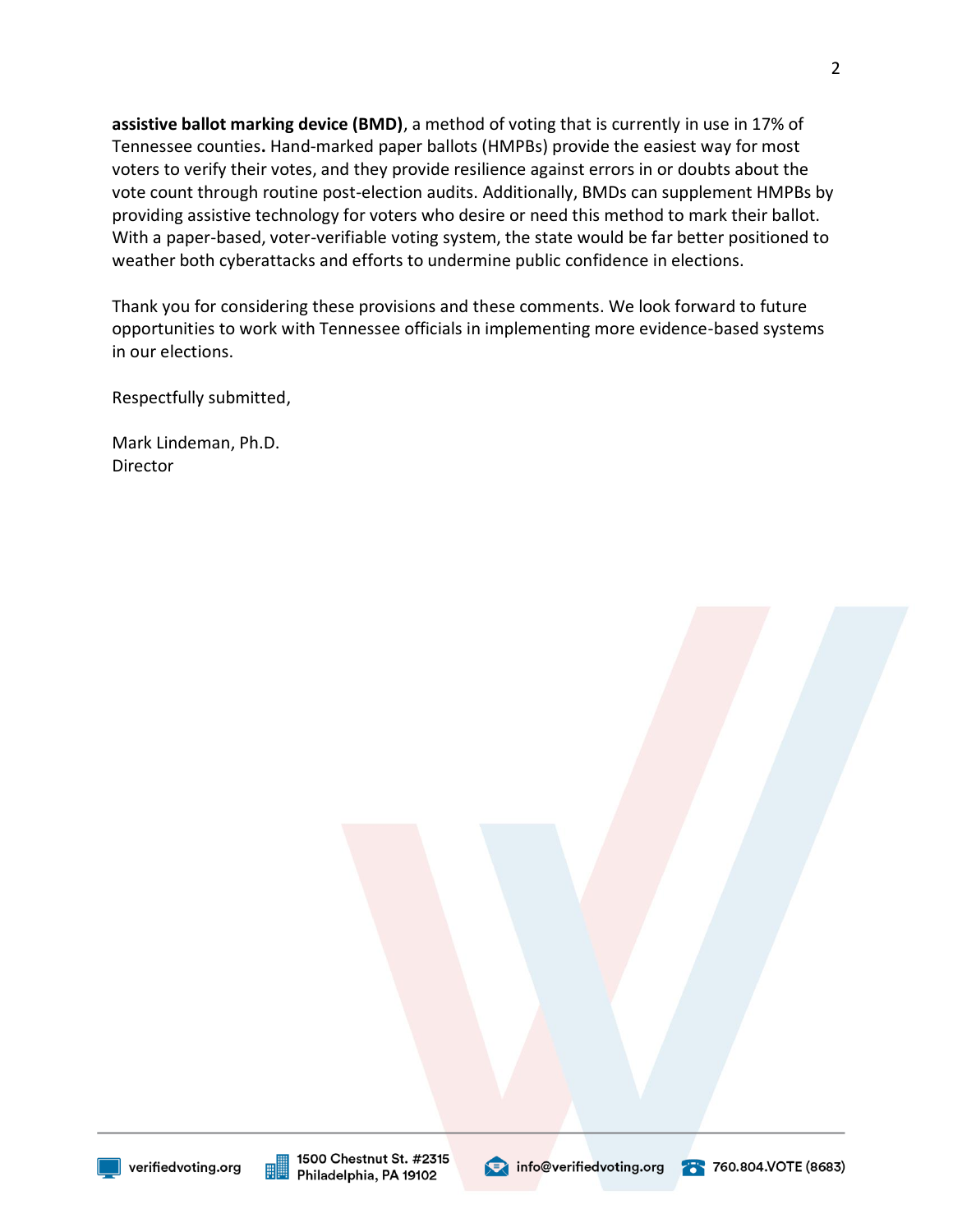**assistive ballot marking device (BMD)**, a method of voting that is currently in use in 17% of Tennessee counties**.** Hand-marked paper ballots (HMPBs) provide the easiest way for most voters to verify their votes, and they provide resilience against errors in or doubts about the vote count through routine post-election audits. Additionally, BMDs can supplement HMPBs by providing assistive technology for voters who desire or need this method to mark their ballot. With a paper-based, voter-verifiable voting system, the state would be far better positioned to weather both cyberattacks and efforts to undermine public confidence in elections.

Thank you for considering these provisions and these comments. We look forward to future opportunities to work with Tennessee officials in implementing more evidence-based systems in our elections.

Respectfully submitted,

Mark Lindeman, Ph.D.
Director

verifiedvoting.org | 1500 Chestnut St. #2315 Philadelphia, PA 19102 | info@verifiedvoting.org | 760.804.VOTE (8683)